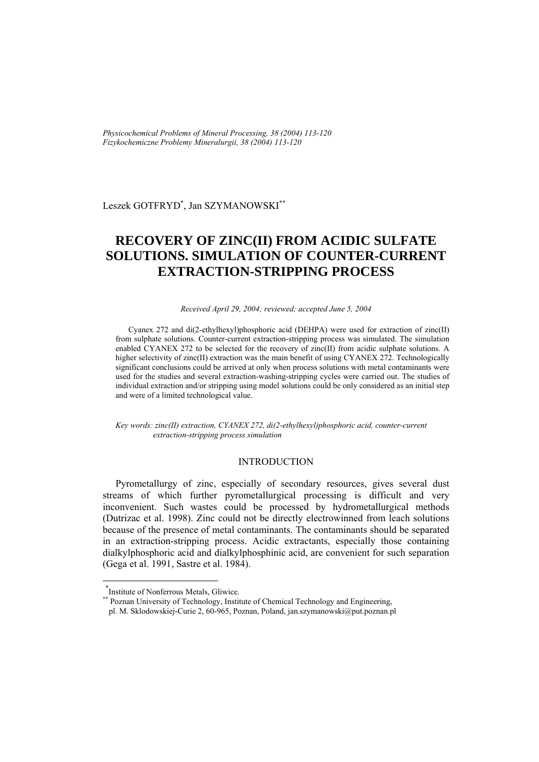Leszek GOTFRYD[*], Jan SZYMANOWSKI[**]

# RECOVERY OF ZINC(II) FROM ACIDIC SULFATE SOLUTIONS. SIMULATION OF COUNTER-CURRENT EXTRACTION-STRIPPING PROCESS

*Received April 29, 2004; reviewed; accepted June 5, 2004*

Cyanex 272 and di(2-ethylhexyl)phosphoric acid (DEHPA) were used for extraction of zinc(II) from sulphate solutions. Counter-current extraction-stripping process was simulated. The simulation enabled CYANEX 272 to be selected for the recovery of zinc(II) from acidic sulphate solutions. A higher selectivity of zinc(II) extraction was the main benefit of using CYANEX 272. Technologically significant conclusions could be arrived at only when process solutions with metal contaminants were used for the studies and several extraction-washing-stripping cycles were carried out. The studies of individual extraction and/or stripping using model solutions could be only considered as an initial step and were of a limited technological value.

*Key words: zinc(II) extraction, CYANEX 272, di(2-ethylhexyl)phosphoric acid, counter-current extraction-stripping process simulation*

## INTRODUCTION

Pyrometallurgy of zinc, especially of secondary resources, gives several dust streams of which further pyrometallurgical processing is difficult and very inconvenient. Such wastes could be processed by hydrometallurgical methods (Dutrizac et al. 1998). Zinc could not be directly electrowinned from leach solutions because of the presence of metal contaminants. The contaminants should be separated in an extraction-stripping process. Acidic extractants, especially those containing dialkylphosphoric acid and dialkylphosphinic acid, are convenient for such separation (Gega et al. 1991, Sastre et al. 1984).

---

[*] Institute of Nonferrous Metals, Gliwice.

[**] Poznan University of Technology, Institute of Chemical Technology and Engineering, pl. M. Sklodowskiej-Curie 2, 60-965, Poznan, Poland, jan.szymanowski@put.poznan.pl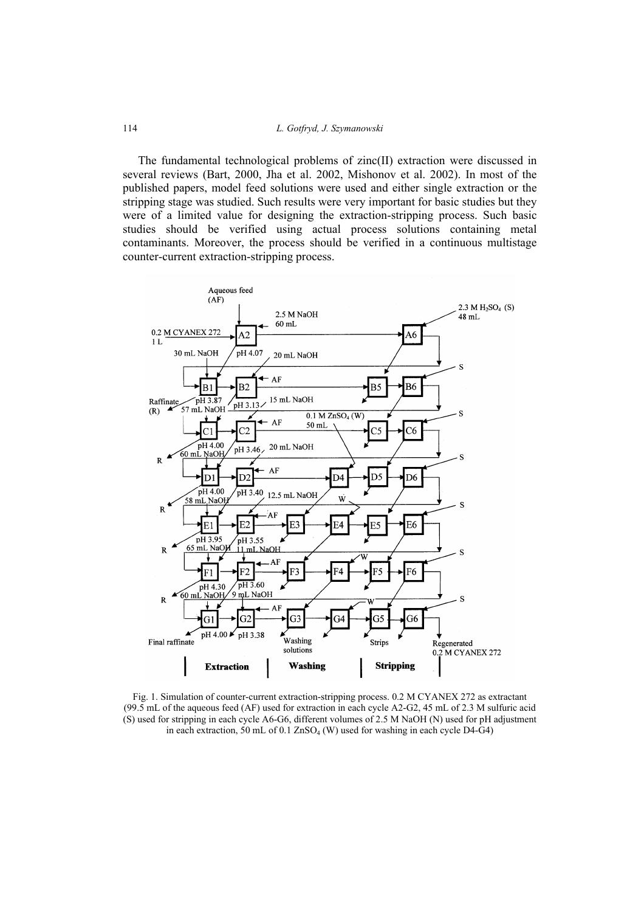The fundamental technological problems of zinc(II) extraction were discussed in several reviews (Bart, 2000, Jha et al. 2002, Mishonov et al. 2002). In most of the published papers, model feed solutions were used and either single extraction or the stripping stage was studied. Such results were very important for basic studies but they were of a limited value for designing the extraction-stripping process. Such basic studies should be verified using actual process solutions containing metal contaminants. Moreover, the process should be verified in a continuous multistage counter-current extraction-stripping process.

Fig. 1. Simulation of counter-current extraction-stripping process. 0.2 M CYANEX 272 as extractant (99.5 mL of the aqueous feed (AF) used for extraction in each cycle A2-G2, 45 mL of 2.3 M sulfuric acid (S) used for stripping in each cycle A6-G6, different volumes of 2.5 M NaOH (N) used for pH adjustment in each extraction, 50 mL of 0.1 $ZnSO_4$ (W) used for washing in each cycle D4-G4)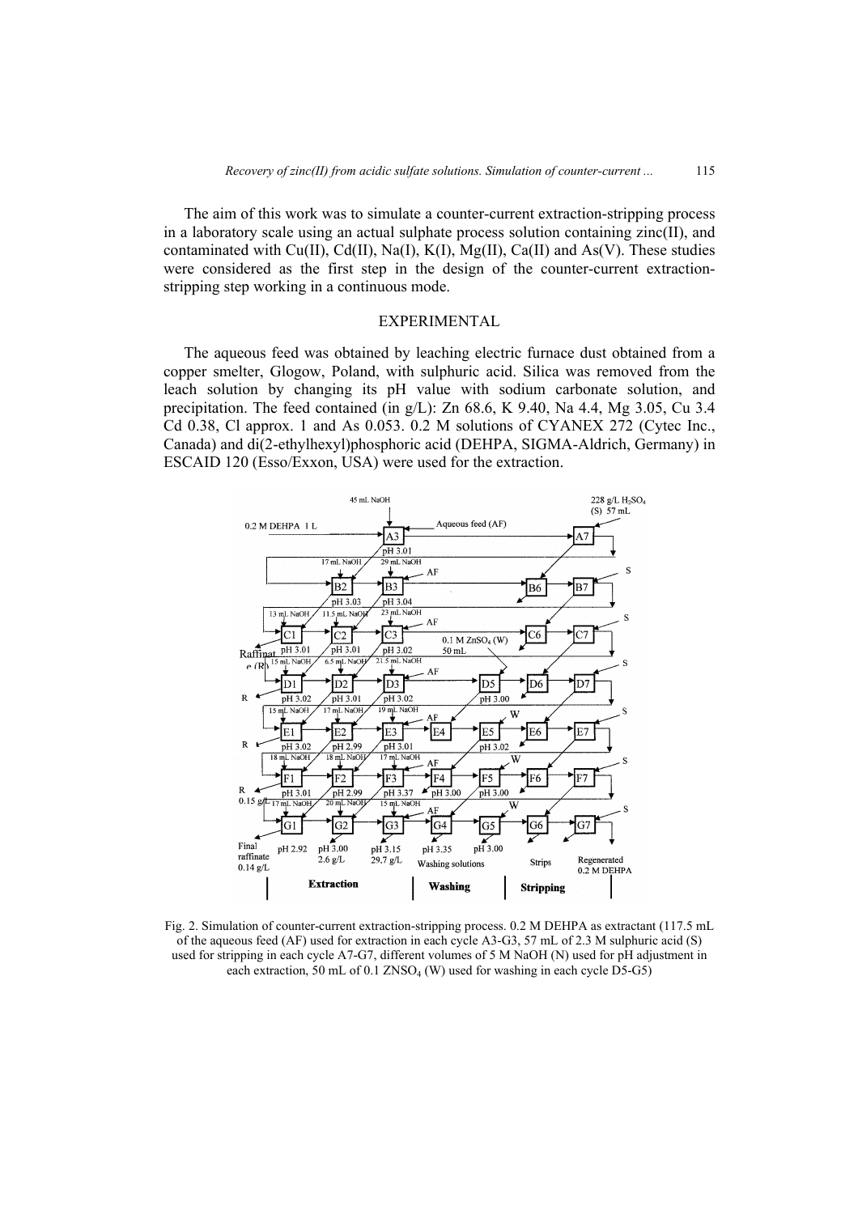The aim of this work was to simulate a counter-current extraction-stripping process in a laboratory scale using an actual sulphate process solution containing zinc(II), and contaminated with Cu(II), Cd(II), Na(I), K(I), Mg(II), Ca(II) and As(V). These studies were considered as the first step in the design of the counter-current extraction-stripping step working in a continuous mode.

## EXPERIMENTAL

The aqueous feed was obtained by leaching electric furnace dust obtained from a copper smelter, Glogow, Poland, with sulphuric acid. Silica was removed from the leach solution by changing its pH value with sodium carbonate solution, and precipitation. The feed contained (in g/L): Zn 68.6, K 9.40, Na 4.4, Mg 3.05, Cu 3.4 Cd 0.38, Cl approx. 1 and As 0.053. 0.2 M solutions of CYANEX 272 (Cytec Inc., Canada) and di(2-ethylhexyl)phosphoric acid (DEHPA, SIGMA-Aldrich, Germany) in ESCAID 120 (Esso/Exxon, USA) were used for the extraction.

Fig. 2. Simulation of counter-current extraction-stripping process. 0.2 M DEHPA as extractant (117.5 mL of the aqueous feed (AF) used for extraction in each cycle A3-G3, 57 mL of 2.3 M sulphuric acid (S) used for stripping in each cycle A7-G7, different volumes of 5 M NaOH (N) used for pH adjustment in each extraction, 50 mL of 0.1 $ZNSO_4$ (W) used for washing in each cycle D5-G5)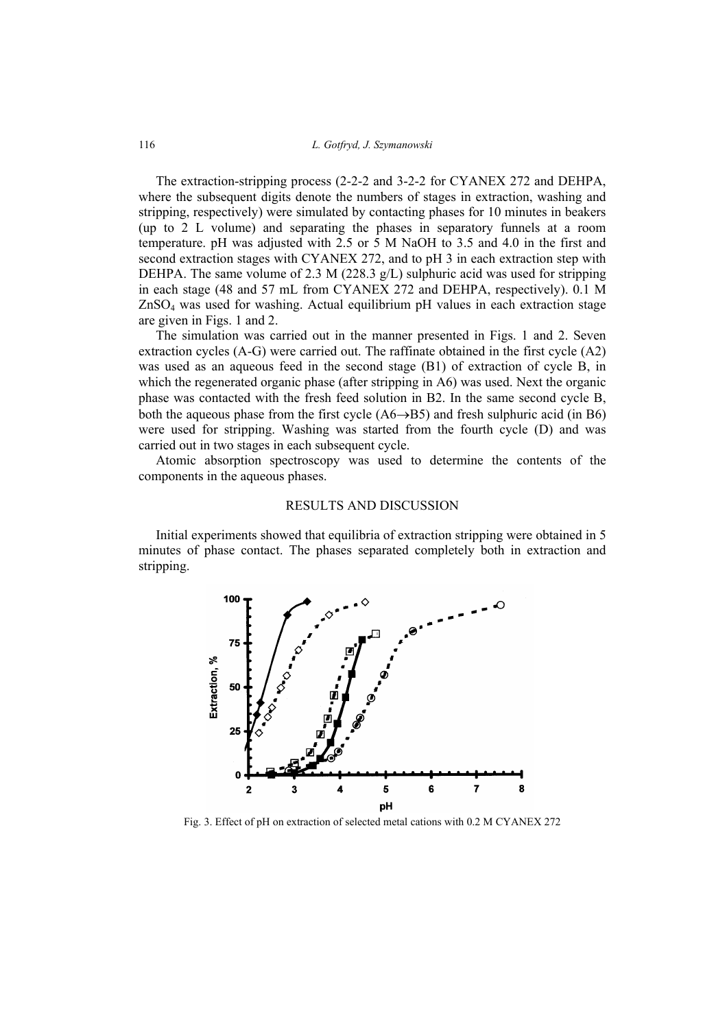The extraction-stripping process (2-2-2 and 3-2-2 for CYANEX 272 and DEHPA, where the subsequent digits denote the numbers of stages in extraction, washing and stripping, respectively) were simulated by contacting phases for 10 minutes in beakers (up to 2 L volume) and separating the phases in separatory funnels at a room temperature. pH was adjusted with 2.5 or 5 M NaOH to 3.5 and 4.0 in the first and second extraction stages with CYANEX 272, and to pH 3 in each extraction step with DEHPA. The same volume of 2.3 M (228.3 g/L) sulphuric acid was used for stripping in each stage (48 and 57 mL from CYANEX 272 and DEHPA, respectively). 0.1 M $ZnSO_4$ was used for washing. Actual equilibrium pH values in each extraction stage are given in Figs. 1 and 2.

The simulation was carried out in the manner presented in Figs. 1 and 2. Seven extraction cycles (A-G) were carried out. The raffinate obtained in the first cycle (A2) was used as an aqueous feed in the second stage (B1) of extraction of cycle B, in which the regenerated organic phase (after stripping in A6) was used. Next the organic phase was contacted with the fresh feed solution in B2. In the same second cycle B, both the aqueous phase from the first cycle (A6→B5) and fresh sulphuric acid (in B6) were used for stripping. Washing was started from the fourth cycle (D) and was carried out in two stages in each subsequent cycle.

Atomic absorption spectroscopy was used to determine the contents of the components in the aqueous phases.

## RESULTS AND DISCUSSION

Initial experiments showed that equilibria of extraction stripping were obtained in 5 minutes of phase contact. The phases separated completely both in extraction and stripping.

Fig. 3. Effect of pH on extraction of selected metal cations with 0.2 M CYANEX 272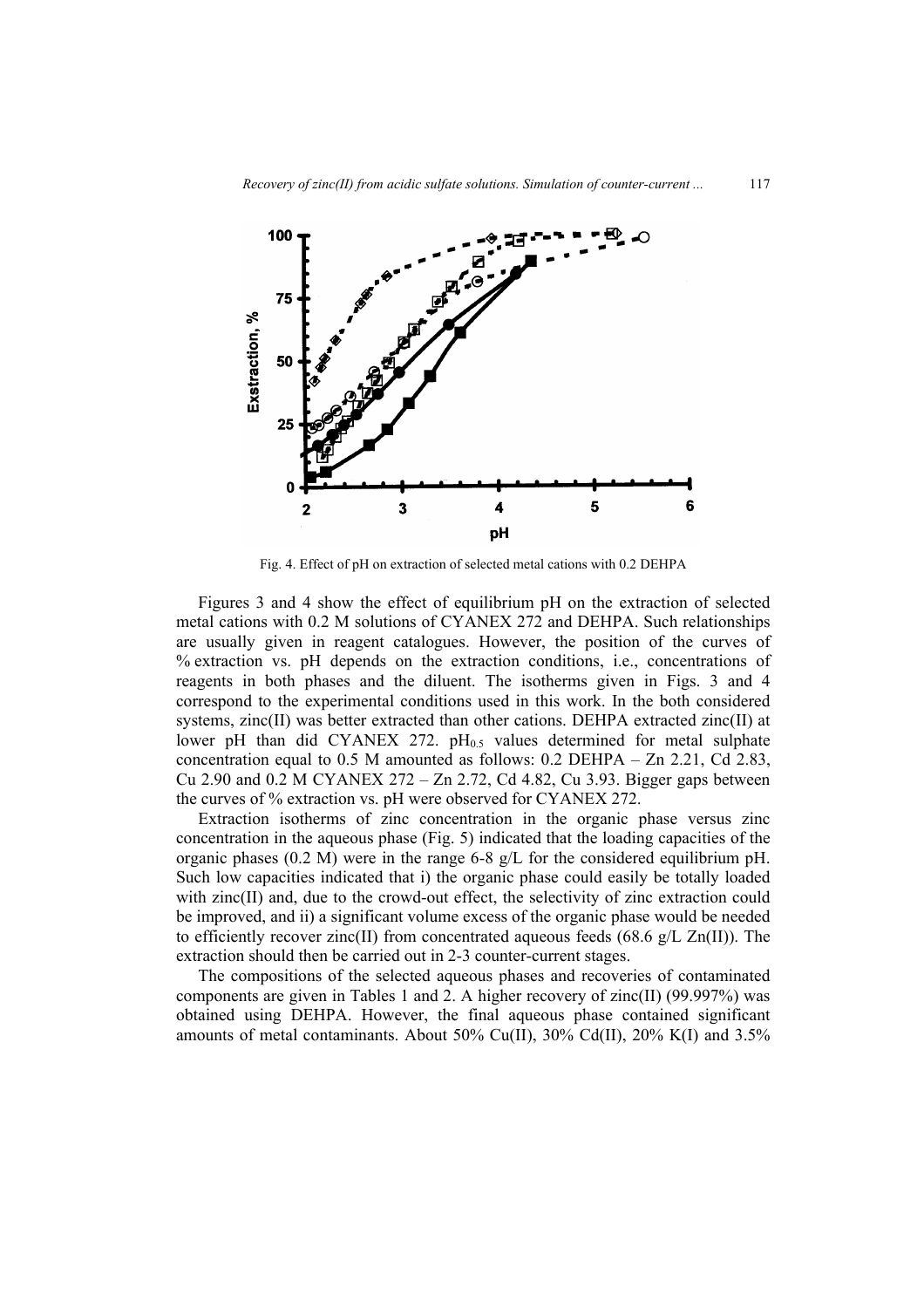Fig. 4. Effect of pH on extraction of selected metal cations with 0.2 DEHPA

Figures 3 and 4 show the effect of equilibrium pH on the extraction of selected metal cations with 0.2 M solutions of CYANEX 272 and DEHPA. Such relationships are usually given in reagent catalogues. However, the position of the curves of % extraction vs. pH depends on the extraction conditions, i.e., concentrations of reagents in both phases and the diluent. The isotherms given in Figs. 3 and 4 correspond to the experimental conditions used in this work. In the both considered systems, zinc(II) was better extracted than other cations. DEHPA extracted zinc(II) at lower pH than did CYANEX 272. $pH_{0.5}$ values determined for metal sulphate concentration equal to 0.5 M amounted as follows: 0.2 DEHPA – Zn 2.21, Cd 2.83, Cu 2.90 and 0.2 M CYANEX 272 – Zn 2.72, Cd 4.82, Cu 3.93. Bigger gaps between the curves of % extraction vs. pH were observed for CYANEX 272.

Extraction isotherms of zinc concentration in the organic phase versus zinc concentration in the aqueous phase (Fig. 5) indicated that the loading capacities of the organic phases (0.2 M) were in the range 6-8 g/L for the considered equilibrium pH. Such low capacities indicated that i) the organic phase could easily be totally loaded with zinc(II) and, due to the crowd-out effect, the selectivity of zinc extraction could be improved, and ii) a significant volume excess of the organic phase would be needed to efficiently recover zinc(II) from concentrated aqueous feeds (68.6 g/L Zn(II)). The extraction should then be carried out in 2-3 counter-current stages.

The compositions of the selected aqueous phases and recoveries of contaminated components are given in Tables 1 and 2. A higher recovery of zinc(II) (99.997%) was obtained using DEHPA. However, the final aqueous phase contained significant amounts of metal contaminants. About 50% Cu(II), 30% Cd(II), 20% K(I) and 3.5%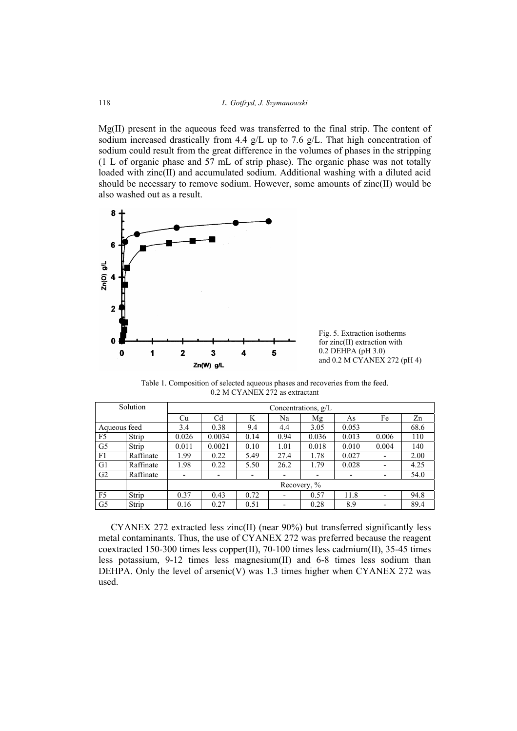Mg(II) present in the aqueous feed was transferred to the final strip. The content of sodium increased drastically from 4.4 g/L up to 7.6 g/L. That high concentration of sodium could result from the great difference in the volumes of phases in the stripping (1 L of organic phase and 57 mL of strip phase). The organic phase was not totally loaded with zinc(II) and accumulated sodium. Additional washing with a diluted acid should be necessary to remove sodium. However, some amounts of zinc(II) would be also washed out as a result.

Fig. 5. Extraction isotherms for zinc(II) extraction with 0.2 DEHPA (pH 3.0) and 0.2 M CYANEX 272 (pH 4)

Table 1. Composition of selected aqueous phases and recoveries from the feed. 0.2 M CYANEX 272 as extractant

| Solution | | Concentrations, g/L | | | | | | | |
|---|---|---|---|---|---|---|---|---|---|
| | | Cu | Cd | K | Na | Mg | As | Fe | Zn |
| Aqueous feed | | 3.4 | 0.38 | 9.4 | 4.4 | 3.05 | 0.053 | | 68.6 |
| F5 | Strip | 0.026 | 0.0034 | 0.14 | 0.94 | 0.036 | 0.013 | 0.006 | 110 |
| G5 | Strip | 0.011 | 0.0021 | 0.10 | 1.01 | 0.018 | 0.010 | 0.004 | 140 |
| F1 | Raffinate | 1.99 | 0.22 | 5.49 | 27.4 | 1.78 | 0.027 | - | 2.00 |
| G1 | Raffinate | 1.98 | 0.22 | 5.50 | 26.2 | 1.79 | 0.028 | - | 4.25 |
| G2 | Raffinate | - | - | - | - | - | - | - | 54.0 |
| | | Recovery, % | | | | | | | |
| F5 | Strip | 0.37 | 0.43 | 0.72 | - | 0.57 | 11.8 | - | 94.8 |
| G5 | Strip | 0.16 | 0.27 | 0.51 | - | 0.28 | 8.9 | - | 89.4 |

CYANEX 272 extracted less zinc(II) (near 90%) but transferred significantly less metal contaminants. Thus, the use of CYANEX 272 was preferred because the reagent coextracted 150-300 times less copper(II), 70-100 times less cadmium(II), 35-45 times less potassium, 9-12 times less magnesium(II) and 6-8 times less sodium than DEHPA. Only the level of arsenic(V) was 1.3 times higher when CYANEX 272 was used.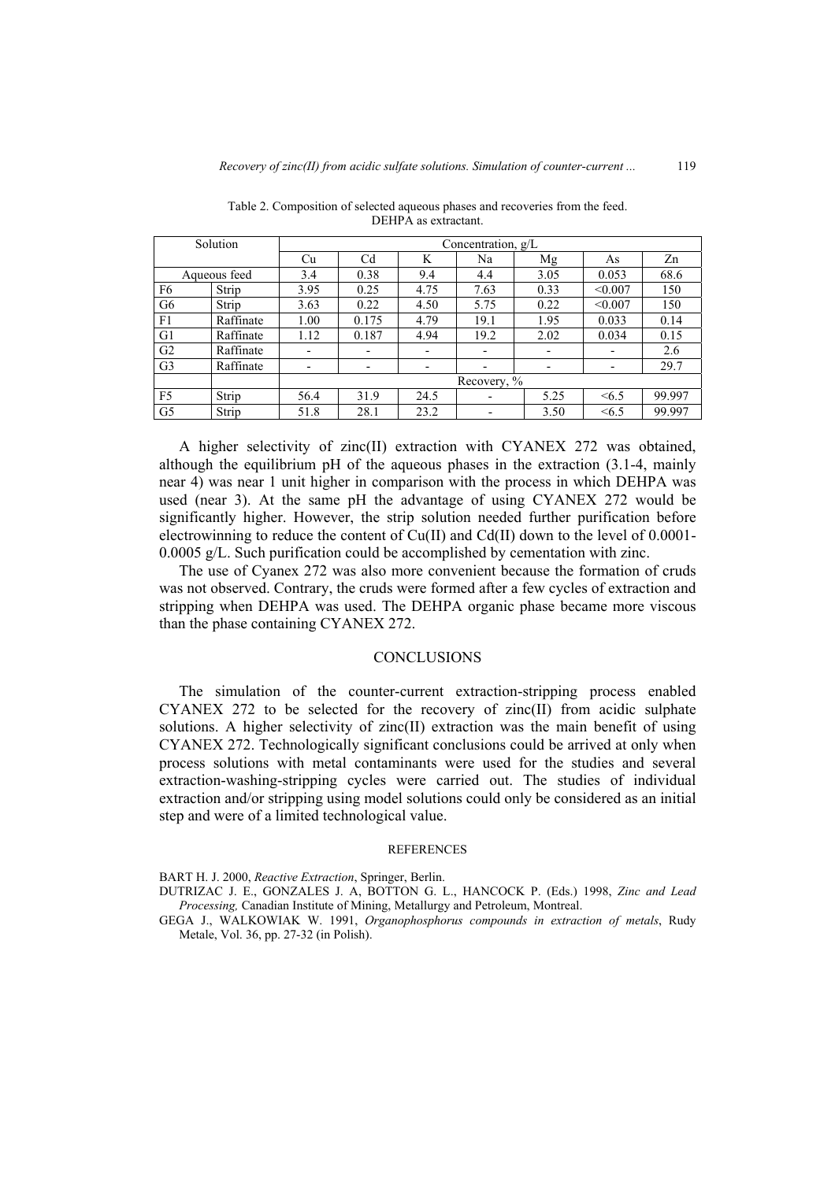Table 2. Composition of selected aqueous phases and recoveries from the feed. DEHPA as extractant.

| Solution | | Concentration, g/L | | | | | | |
|---|---|---|---|---|---|---|---|---|
| | | Cu | Cd | K | Na | Mg | As | Zn |
| Aqueous feed | | 3.4 | 0.38 | 9.4 | 4.4 | 3.05 | 0.053 | 68.6 |
| F6 | Strip | 3.95 | 0.25 | 4.75 | 7.63 | 0.33 | <0.007 | 150 |
| G6 | Strip | 3.63 | 0.22 | 4.50 | 5.75 | 0.22 | <0.007 | 150 |
| F1 | Raffinate | 1.00 | 0.175 | 4.79 | 19.1 | 1.95 | 0.033 | 0.14 |
| G1 | Raffinate | 1.12 | 0.187 | 4.94 | 19.2 | 2.02 | 0.034 | 0.15 |
| G2 | Raffinate | - | - | - | - | - | - | 2.6 |
| G3 | Raffinate | - | - | - | - | - | - | 29.7 |
| | | Recovery, % | | | | | | |
| F5 | Strip | 56.4 | 31.9 | 24.5 | - | 5.25 | <6.5 | 99.997 |
| G5 | Strip | 51.8 | 28.1 | 23.2 | - | 3.50 | <6.5 | 99.997 |

A higher selectivity of zinc(II) extraction with CYANEX 272 was obtained, although the equilibrium pH of the aqueous phases in the extraction (3.1-4, mainly near 4) was near 1 unit higher in comparison with the process in which DEHPA was used (near 3). At the same pH the advantage of using CYANEX 272 would be significantly higher. However, the strip solution needed further purification before electrowinning to reduce the content of Cu(II) and Cd(II) down to the level of 0.0001-0.0005 g/L. Such purification could be accomplished by cementation with zinc.

The use of Cyanex 272 was also more convenient because the formation of cruds was not observed. Contrary, the cruds were formed after a few cycles of extraction and stripping when DEHPA was used. The DEHPA organic phase became more viscous than the phase containing CYANEX 272.

## CONCLUSIONS

The simulation of the counter-current extraction-stripping process enabled CYANEX 272 to be selected for the recovery of zinc(II) from acidic sulphate solutions. A higher selectivity of zinc(II) extraction was the main benefit of using CYANEX 272. Technologically significant conclusions could be arrived at only when process solutions with metal contaminants were used for the studies and several extraction-washing-stripping cycles were carried out. The studies of individual extraction and/or stripping using model solutions could only be considered as an initial step and were of a limited technological value.

## REFERENCES

BART H. J. 2000, *Reactive Extraction*, Springer, Berlin.

DUTRIZAC J. E., GONZALES J. A, BOTTON G. L., HANCOCK P. (Eds.) 1998, *Zinc and Lead Processing,* Canadian Institute of Mining, Metallurgy and Petroleum, Montreal.

GEGA J., WALKOWIAK W. 1991, *Organophosphorus compounds in extraction of metals*, Rudy Metale, Vol. 36, pp. 27-32 (in Polish).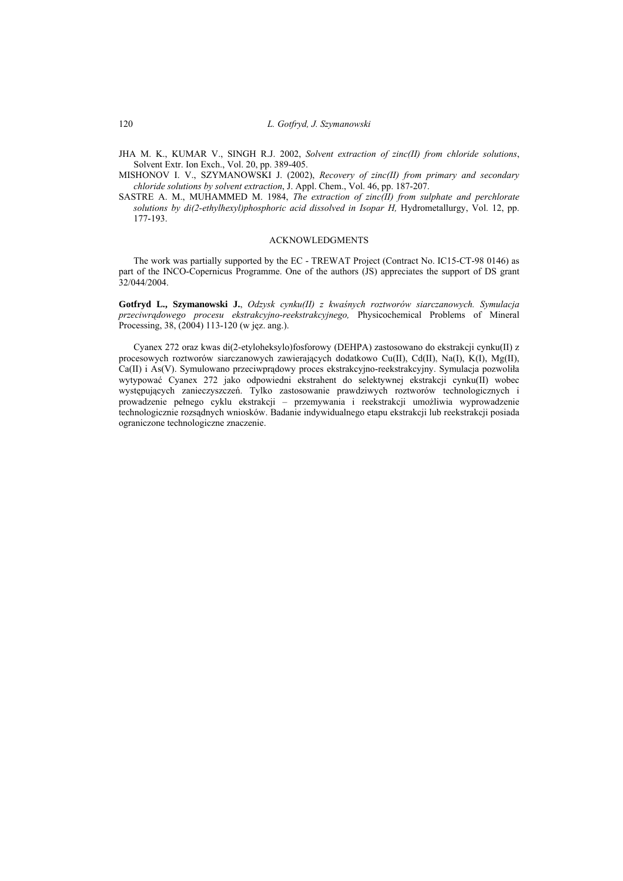JHA M. K., KUMAR V., SINGH R.J. 2002, *Solvent extraction of zinc(II) from chloride solutions*, Solvent Extr. Ion Exch., Vol. 20, pp. 389-405.

MISHONOV I. V., SZYMANOWSKI J. (2002), *Recovery of zinc(II) from primary and secondary chloride solutions by solvent extraction*, J. Appl. Chem., Vol. 46, pp. 187-207.

SASTRE A. M., MUHAMMED M. 1984, *The extraction of zinc(II) from sulphate and perchlorate solutions by di(2-ethylhexyl)phosphoric acid dissolved in Isopar H,* Hydrometallurgy, Vol. 12, pp. 177-193.

## ACKNOWLEDGMENTS

The work was partially supported by the EC - TREWAT Project (Contract No. IC15-CT-98 0146) as part of the INCO-Copernicus Programme. One of the authors (JS) appreciates the support of DS grant 32/044/2004.

**Gotfryd L., Szymanowski J.**, *Odzysk cynku(II) z kwaśnych roztworów siarczanowych. Symulacja przeciwrądowego procesu ekstrakcyjno-reekstrakcyjnego,* Physicochemical Problems of Mineral Processing, 38, (2004) 113-120 (w jęz. ang.).

Cyanex 272 oraz kwas di(2-etyloheksylo)fosforowy (DEHPA) zastosowano do ekstrakcji cynku(II) z procesowych roztworów siarczanowych zawierających dodatkowo Cu(II), Cd(II), Na(I), K(I), Mg(II), Ca(II) i As(V). Symulowano przeciwprądowy proces ekstrakcyjno-reekstrakcyjny. Symulacja pozwoliła wytypować Cyanex 272 jako odpowiedni ekstrahent do selektywnej ekstrakcji cynku(II) wobec występujących zanieczyszczeń. Tylko zastosowanie prawdziwych roztworów technologicznych i prowadzenie pełnego cyklu ekstrakcji – przemywania i reekstrakcji umożliwia wyprowadzenie technologicznie rozsądnych wniosków. Badanie indywidualnego etapu ekstrakcji lub reekstrakcji posiada ograniczone technologiczne znaczenie.